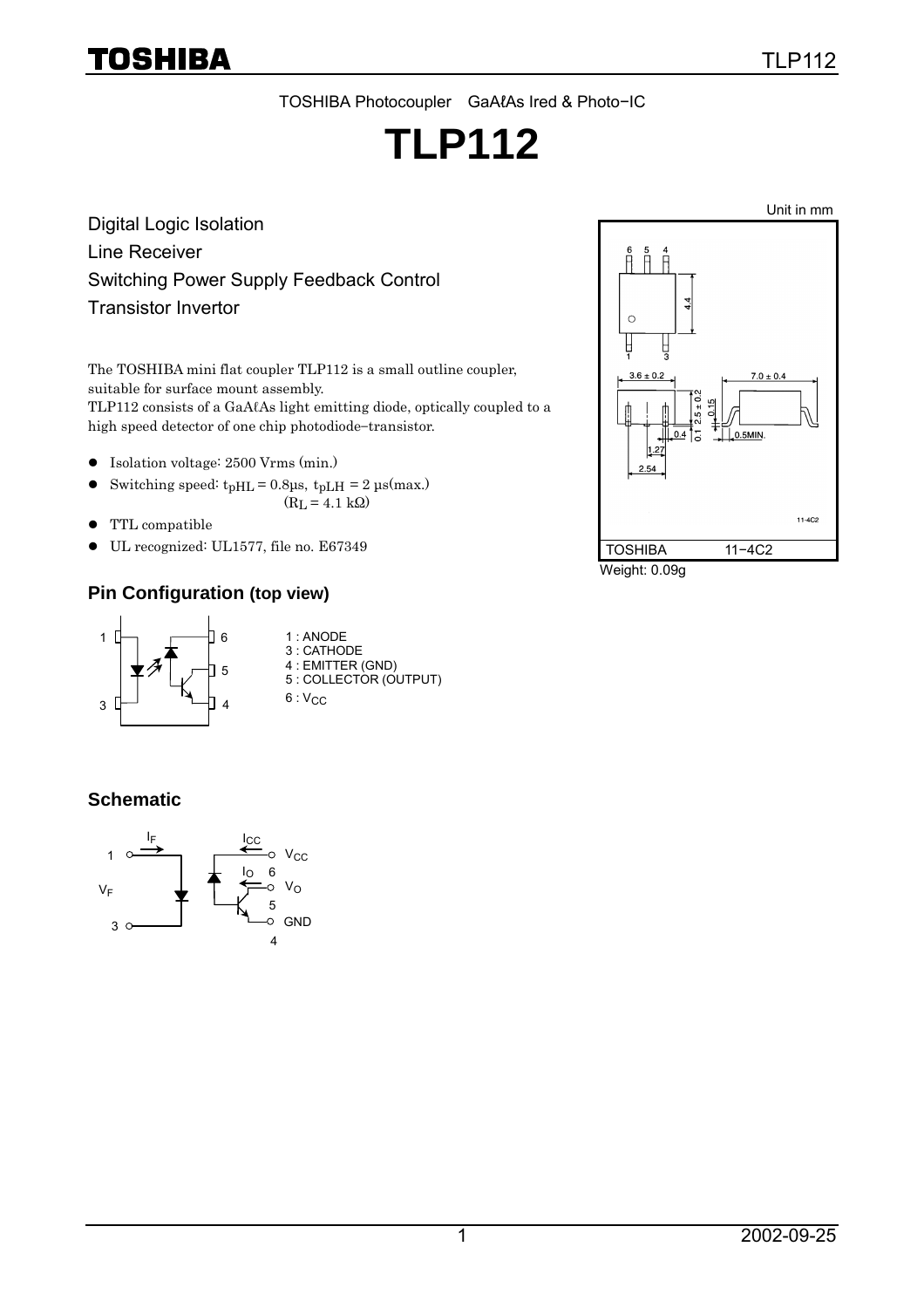TOSHIBA Photocoupler GaAℓAs Ired & Photo−IC

# TLP112

Digital Logic Isolation

Line Receiver

Switching Power Supply Feedback Control

Transistor Invertor

The TOSHIBA mini flat coupler TLP112 is a small outline coupler, suitable for surface mount assembly.

TLP112 consists of a GaAℓAs light emitting diode, optically coupled to a high speed detector of one chip photodiode−transistor.

- Isolation voltage: 2500 Vrms (min.)
- Switching speed: $t_{pHL}$ = 0.8μs, $t_{pLH}$ = 2 μs(max.) ($R_L$ = 4.1 kΩ)
- TTL compatible
- UL recognized: UL1577, file no. E67349

Unit in mm

TOSHIBA 11−4C2

Weight: 0.09g

## Pin Configuration (top view)

1 : ANODE
3 : CATHODE
4 : EMITTER (GND)
5 : COLLECTOR (OUTPUT)
6 : $V_{CC}$

## Schematic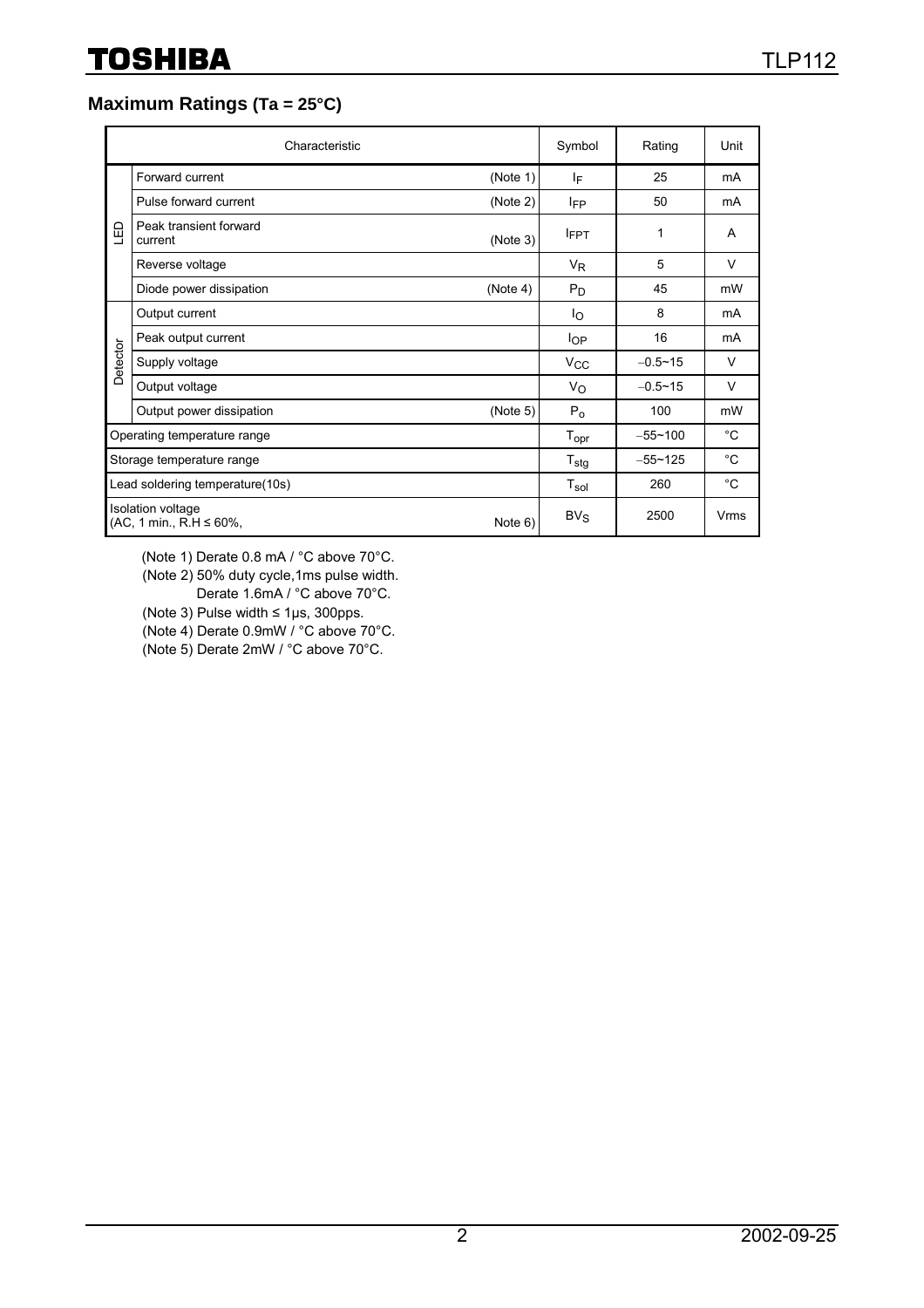## Maximum Ratings (Ta = 25°C)

| | Characteristic | | Symbol | Rating | Unit |
|---|---|---|---|---|---|
| LED | Forward current | (Note 1) | $I_F$ | 25 | mA |
| | Pulse forward current | (Note 2) | $I_{FP}$ | 50 | mA |
| | Peak transient forward current | (Note 3) | $I_{FPT}$ | 1 | A |
| | Reverse voltage | | $V_R$ | 5 | V |
| | Diode power dissipation | (Note 4) | $P_D$ | 45 | mW |
| Detector | Output current | | $I_O$ | 8 | mA |
| | Peak output current | | $I_{OP}$ | 16 | mA |
| | Supply voltage | | $V_{CC}$ | −0.5~15 | V |
| | Output voltage | | $V_O$ | −0.5~15 | V |
| | Output power dissipation | (Note 5) | $P_o$ | 100 | mW |
| Operating temperature range | | | $T_{opr}$ | −55~100 | °C |
| Storage temperature range | | | $T_{stg}$ | −55~125 | °C |
| Lead soldering temperature(10s) | | | $T_{sol}$ | 260 | °C |
| Isolation voltage (AC, 1 min., R.H ≤ 60%, | | Note 6) | $BV_S$ | 2500 | Vrms |

(Note 1) Derate 0.8 mA / °C above 70°C.
(Note 2) 50% duty cycle,1ms pulse width.
Derate 1.6mA / °C above 70°C.
(Note 3) Pulse width ≤ 1μs, 300pps.
(Note 4) Derate 0.9mW / °C above 70°C.
(Note 5) Derate 2mW / °C above 70°C.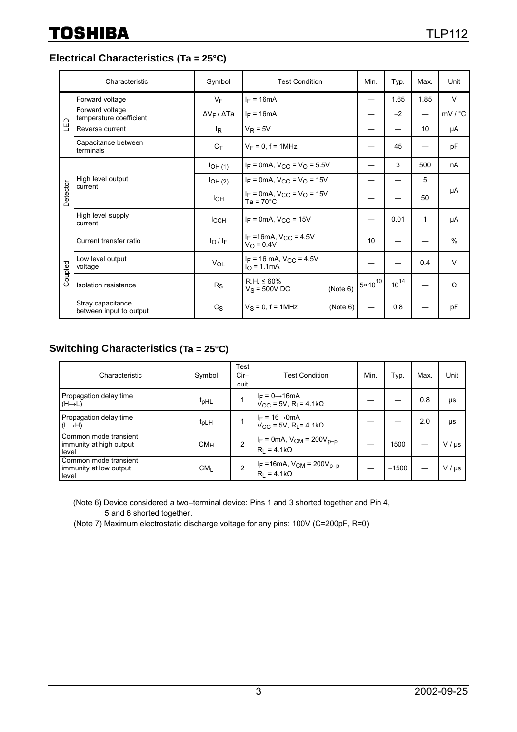## Electrical Characteristics (Ta = 25°C)

| | Characteristic | Symbol | Test Condition | Min. | Typ. | Max. | Unit |
|---|---|---|---|---|---|---|---|
| LED | Forward voltage | $V_F$ | $I_F$ = 16mA | — | 1.65 | 1.85 | V |
| | Forward voltage temperature coefficient | $\Delta V_F / \Delta Ta$ | $I_F$ = 16mA | — | −2 | — | mV / °C |
| | Reverse current | $I_R$ | $V_R$ = 5V | — | — | 10 | μA |
| | Capacitance between terminals | $C_T$ | $V_F$ = 0, f = 1MHz | — | 45 | — | pF |
| Detector | High level output current | $I_{OH\,(1)}$ | $I_F$ = 0mA, $V_{CC}$ = $V_O$ = 5.5V | — | 3 | 500 | nA |
| | | $I_{OH\,(2)}$ | $I_F$ = 0mA, $V_{CC}$ = $V_O$ = 15V | — | — | 5 | μA |
| | | $I_{OH}$ | $I_F$ = 0mA, $V_{CC}$ = $V_O$ = 15V Ta = 70°C | — | — | 50 | μA |
| | High level supply current | $I_{CCH}$ | $I_F$ = 0mA, $V_{CC}$ = 15V | — | 0.01 | 1 | μA |
| Coupled | Current transfer ratio | $I_O / I_F$ | $I_F$ =16mA, $V_{CC}$ = 4.5V $V_O$ = 0.4V | 10 | — | — | % |
| | Low level output voltage | $V_{OL}$ | $I_F$ = 16 mA, $V_{CC}$ = 4.5V $I_O$ = 1.1mA | — | — | 0.4 | V |
| | Isolation resistance | $R_S$ | R.H. ≤ 60% $V_S$ = 500V DC (Note 6) | $5\times10^{10}$ | $10^{14}$ | — | Ω |
| | Stray capacitance between input to output | $C_S$ | $V_S$ = 0, f = 1MHz (Note 6) | — | 0.8 | — | pF |

## Switching Characteristics (Ta = 25°C)

| Characteristic | Symbol | Test Cir−cuit | Test Condition | Min. | Typ. | Max. | Unit |
|---|---|---|---|---|---|---|---|
| Propagation delay time (H→L) | $t_{pHL}$ | 1 | $I_F$ = 0→16mA $V_{CC}$ = 5V, $R_L$= 4.1kΩ | — | — | 0.8 | μs |
| Propagation delay time (L→H) | $t_{pLH}$ | 1 | $I_F$ = 16→0mA $V_{CC}$ = 5V, $R_L$= 4.1kΩ | — | — | 2.0 | μs |
| Common mode transient immunity at high output level | $CM_H$ | 2 | $I_F$ = 0mA, $V_{CM}$ = 200$V_{p-p}$ $R_L$ = 4.1kΩ | — | 1500 | — | V / μs |
| Common mode transient immunity at low output level | $CM_L$ | 2 | $I_F$ =16mA, $V_{CM}$ = 200$V_{p-p}$ $R_L$ = 4.1kΩ | — | −1500 | — | V / μs |

(Note 6) Device considered a two−terminal device: Pins 1 and 3 shorted together and Pin 4, 5 and 6 shorted together.

(Note 7) Maximum electrostatic discharge voltage for any pins: 100V (C=200pF, R=0)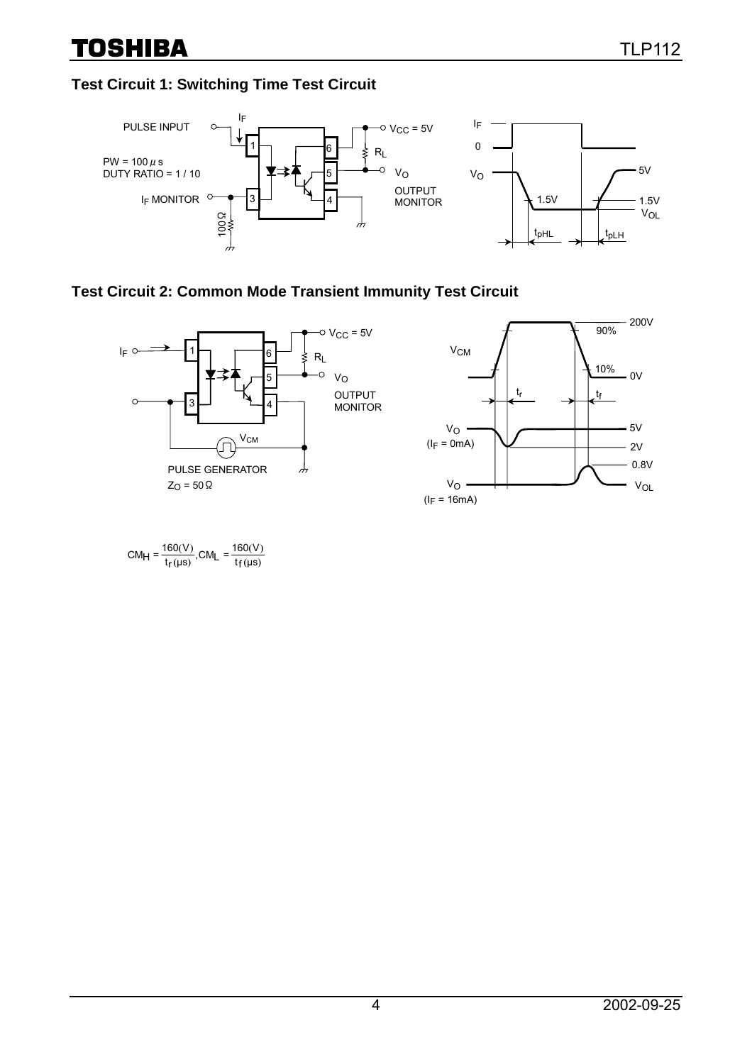### Test Circuit 1: Switching Time Test Circuit

PULSE INPUT

PW = 100 μs
DUTY RATIO = 1 / 10

$I_F$ MONITOR

100 Ω

$V_{CC}$ = 5V

$R_L$

$V_O$

OUTPUT MONITOR

$I_F$, 0, $V_O$, 5V, 1.5V, 1.5V, $V_{OL}$, $t_{pHL}$, $t_{pLH}$

### Test Circuit 2: Common Mode Transient Immunity Test Circuit

$I_F$

$V_{CC}$ = 5V

$R_L$

$V_O$

OUTPUT MONITOR

$V_{CM}$

PULSE GENERATOR
$Z_O$ = 50 Ω

$V_{CM}$, 200V, 90%, 10%, 0V, $t_r$, $t_f$

$V_O$ ($I_F$ = 0mA), 5V, 2V

$V_O$ ($I_F$ = 16mA), 0.8V, $V_{OL}$

$$CM_H = \frac{160(V)}{t_r(\mu s)}, CM_L = \frac{160(V)}{t_f(\mu s)}$$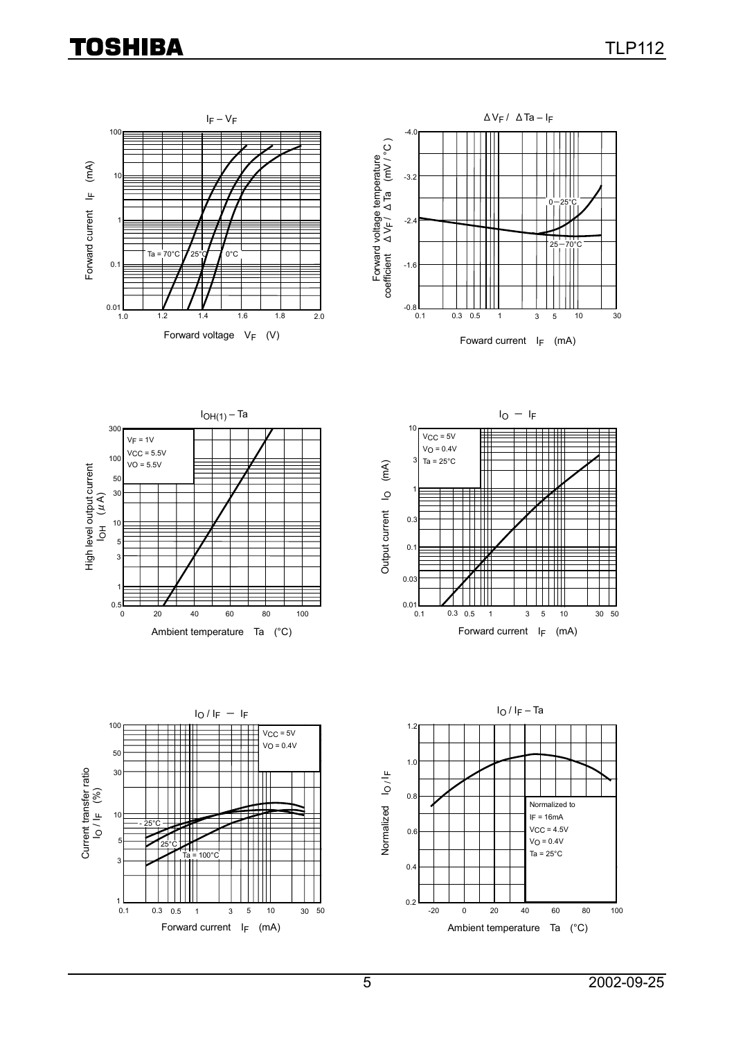## $I_F$ – $V_F$

Forward current $I_F$ (mA)

Forward voltage $V_F$ (V)

Ta = 70°C, 25°C, 0°C

## $\Delta V_F$ / $\Delta Ta$ – $I_F$

Forward voltage temperature coefficient $\Delta V_F$ / $\Delta Ta$ (mV / °C)

Foward current $I_F$ (mA)

0−25°C

25−70°C

## $I_{OH(1)}$ – Ta

$V_F$ = 1V
$V_{CC}$ = 5.5V
VO = 5.5V

High level output current $I_{OH}$ (μA)

Ambient temperature Ta (°C)

## $I_O$ − $I_F$

$V_{CC}$ = 5V
$V_O$ = 0.4V
Ta = 25°C

Output current $I_O$ (mA)

Forward current $I_F$ (mA)

## $I_O$ / $I_F$ − $I_F$

$V_{CC}$ = 5V
$V_O$ = 0.4V

Current transfer ratio $I_O$ / $I_F$ (%)

- 25°C

25°C

Ta = 100°C

Forward current $I_F$ (mA)

## $I_O$ / $I_F$ – Ta

Normalized to
$I_F$ = 16mA
$V_{CC}$ = 4.5V
$V_O$ = 0.4V
Ta = 25°C

Normalized $I_O$ / $I_F$

Ambient temperature Ta (°C)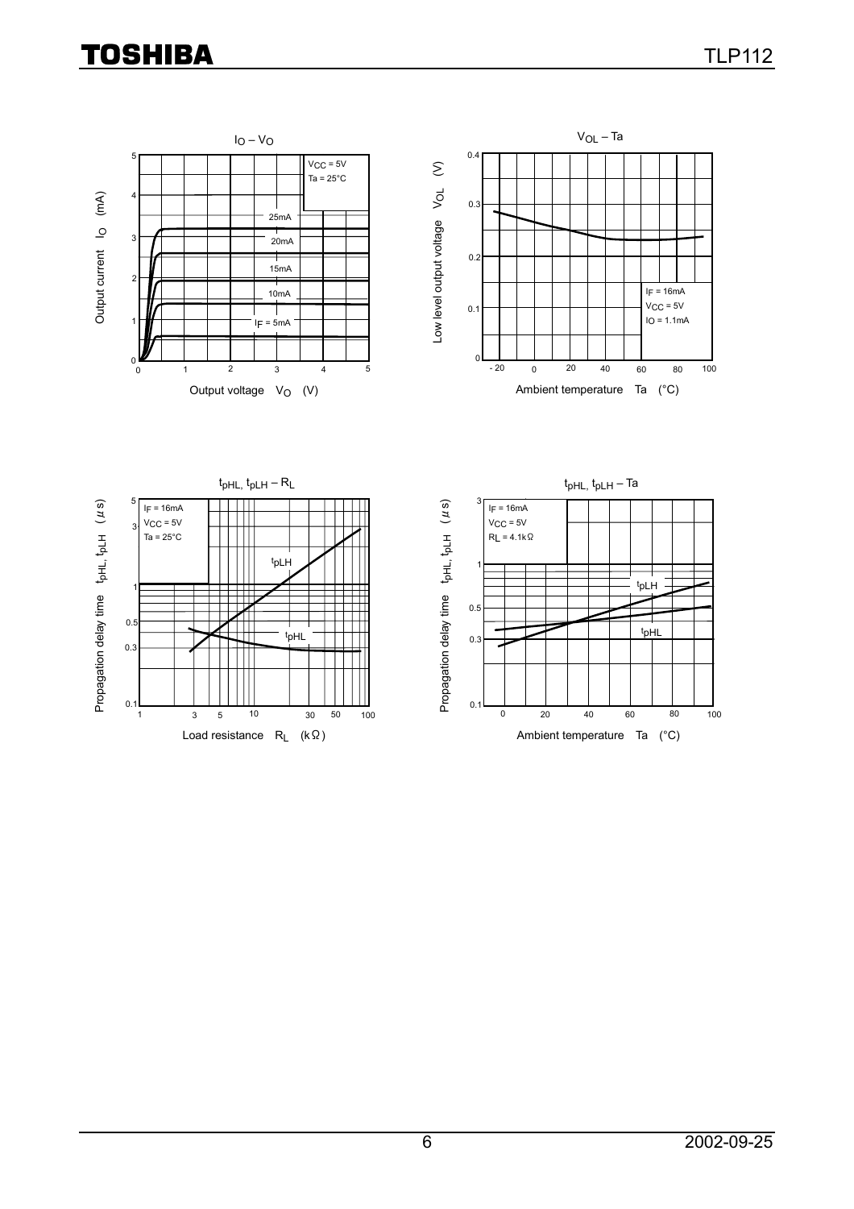### $I_O$ – $V_O$

$V_{CC}$ = 5V
Ta = 25°C

Output current $I_O$ (mA)

Output voltage $V_O$ (V)

$I_F$ = 5mA, 10mA, 15mA, 20mA, 25mA

### $V_{OL}$ – Ta

$I_F$ = 16mA
$V_{CC}$ = 5V
$I_O$ = 1.1mA

Low level output voltage $V_{OL}$ (V)

Ambient temperature Ta (°C)

### $t_{pHL}$, $t_{pLH}$ – $R_L$

$I_F$ = 16mA
$V_{CC}$ = 5V
Ta = 25°C

Propagation delay time $t_{pHL}$, $t_{pLH}$ (μs)

Load resistance $R_L$ (kΩ)

### $t_{pHL}$, $t_{pLH}$ – Ta

$I_F$ = 16mA
$V_{CC}$ = 5V
$R_L$ = 4.1kΩ

Propagation delay time $t_{pHL}$, $t_{pLH}$ (μs)

Ambient temperature Ta (°C)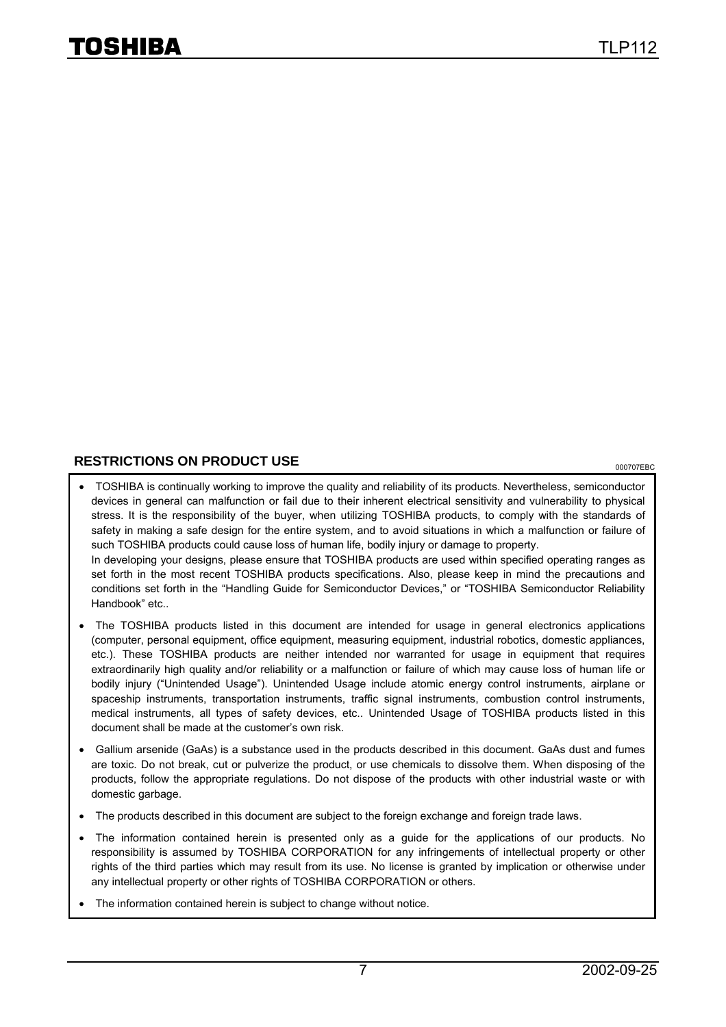## RESTRICTIONS ON PRODUCT USE

000707EBC

- TOSHIBA is continually working to improve the quality and reliability of its products. Nevertheless, semiconductor devices in general can malfunction or fail due to their inherent electrical sensitivity and vulnerability to physical stress. It is the responsibility of the buyer, when utilizing TOSHIBA products, to comply with the standards of safety in making a safe design for the entire system, and to avoid situations in which a malfunction or failure of such TOSHIBA products could cause loss of human life, bodily injury or damage to property.
  In developing your designs, please ensure that TOSHIBA products are used within specified operating ranges as set forth in the most recent TOSHIBA products specifications. Also, please keep in mind the precautions and conditions set forth in the "Handling Guide for Semiconductor Devices," or "TOSHIBA Semiconductor Reliability Handbook" etc..
- The TOSHIBA products listed in this document are intended for usage in general electronics applications (computer, personal equipment, office equipment, measuring equipment, industrial robotics, domestic appliances, etc.). These TOSHIBA products are neither intended nor warranted for usage in equipment that requires extraordinarily high quality and/or reliability or a malfunction or failure of which may cause loss of human life or bodily injury ("Unintended Usage"). Unintended Usage include atomic energy control instruments, airplane or spaceship instruments, transportation instruments, traffic signal instruments, combustion control instruments, medical instruments, all types of safety devices, etc.. Unintended Usage of TOSHIBA products listed in this document shall be made at the customer's own risk.
- Gallium arsenide (GaAs) is a substance used in the products described in this document. GaAs dust and fumes are toxic. Do not break, cut or pulverize the product, or use chemicals to dissolve them. When disposing of the products, follow the appropriate regulations. Do not dispose of the products with other industrial waste or with domestic garbage.
- The products described in this document are subject to the foreign exchange and foreign trade laws.
- The information contained herein is presented only as a guide for the applications of our products. No responsibility is assumed by TOSHIBA CORPORATION for any infringements of intellectual property or other rights of the third parties which may result from its use. No license is granted by implication or otherwise under any intellectual property or other rights of TOSHIBA CORPORATION or others.
- The information contained herein is subject to change without notice.